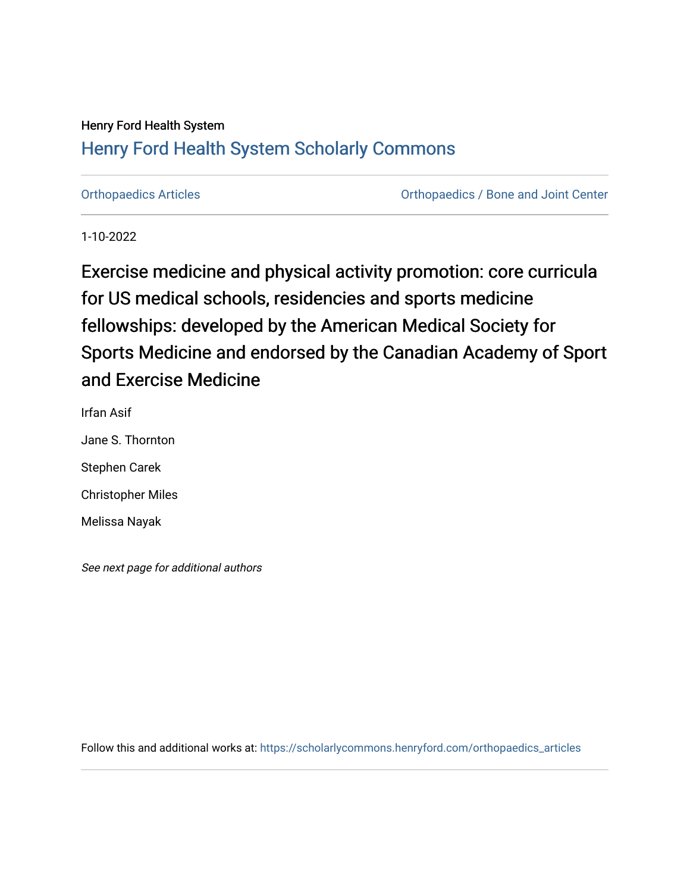Henry Ford Health System

# Henry Ford Health System Scholarly Commons

Orthopaedics Articles | Orthopaedics / Bone and Joint Center

1-10-2022

## Exercise medicine and physical activity promotion: core curricula for US medical schools, residencies and sports medicine fellowships: developed by the American Medical Society for Sports Medicine and endorsed by the Canadian Academy of Sport and Exercise Medicine

Irfan Asif

Jane S. Thornton

Stephen Carek

Christopher Miles

Melissa Nayak

*See next page for additional authors*

Follow this and additional works at: https://scholarlycommons.henryford.com/orthopaedics_articles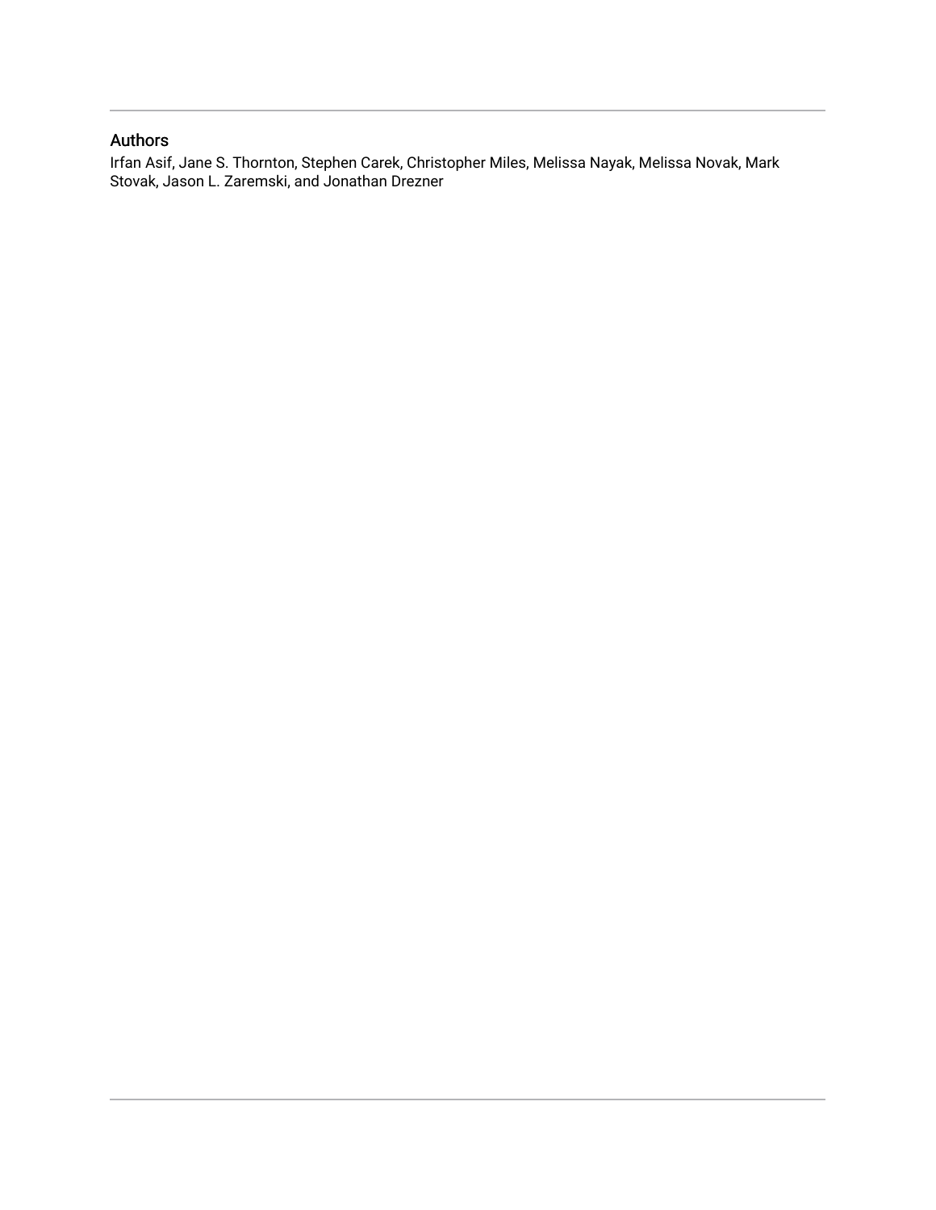## Authors

Irfan Asif, Jane S. Thornton, Stephen Carek, Christopher Miles, Melissa Nayak, Melissa Novak, Mark Stovak, Jason L. Zaremski, and Jonathan Drezner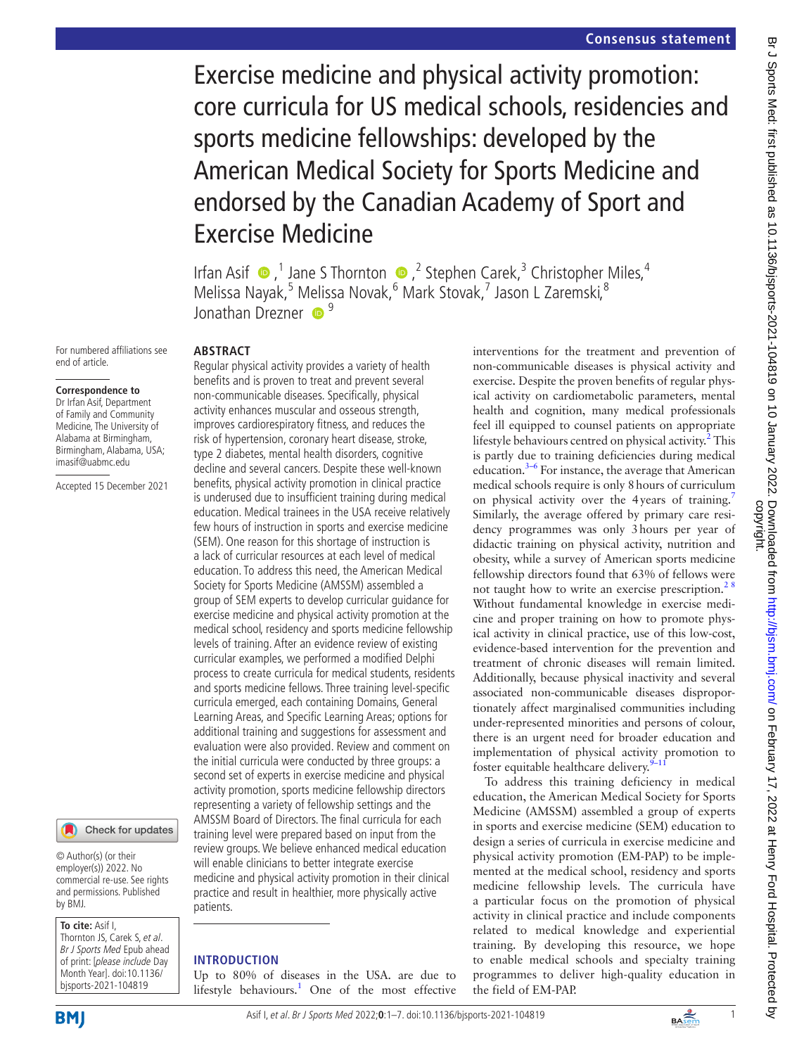# Exercise medicine and physical activity promotion: core curricula for US medical schools, residencies and sports medicine fellowships: developed by the American Medical Society for Sports Medicine and endorsed by the Canadian Academy of Sport and Exercise Medicine

Irfan Asif,[1] Jane S Thornton,[2] Stephen Carek,[3] Christopher Miles,[4] Melissa Nayak,[5] Melissa Novak,[6] Mark Stovak,[7] Jason L Zaremski,[8] Jonathan Drezner[9]

For numbered affiliations see end of article.

**Correspondence to**
Dr Irfan Asif, Department of Family and Community Medicine, The University of Alabama at Birmingham, Birmingham, Alabama, USA; imasif@uabmc.edu

Accepted 15 December 2021

© Author(s) (or their employer(s)) 2022. No commercial re-use. See rights and permissions. Published by BMJ.

**To cite:** Asif I, Thornton JS, Carek S, *et al*. *Br J Sports Med* Epub ahead of print: [*please include* Day Month Year]. doi:10.1136/bjsports-2021-104819

## ABSTRACT

Regular physical activity provides a variety of health benefits and is proven to treat and prevent several non-communicable diseases. Specifically, physical activity enhances muscular and osseous strength, improves cardiorespiratory fitness, and reduces the risk of hypertension, coronary heart disease, stroke, type 2 diabetes, mental health disorders, cognitive decline and several cancers. Despite these well-known benefits, physical activity promotion in clinical practice is underused due to insufficient training during medical education. Medical trainees in the USA receive relatively few hours of instruction in sports and exercise medicine (SEM). One reason for this shortage of instruction is a lack of curricular resources at each level of medical education. To address this need, the American Medical Society for Sports Medicine (AMSSM) assembled a group of SEM experts to develop curricular guidance for exercise medicine and physical activity promotion at the medical school, residency and sports medicine fellowship levels of training. After an evidence review of existing curricular examples, we performed a modified Delphi process to create curricula for medical students, residents and sports medicine fellows. Three training level-specific curricula emerged, each containing Domains, General Learning Areas, and Specific Learning Areas; options for additional training and suggestions for assessment and evaluation were also provided. Review and comment on the initial curricula were conducted by three groups: a second set of experts in exercise medicine and physical activity promotion, sports medicine fellowship directors representing a variety of fellowship settings and the AMSSM Board of Directors. The final curricula for each training level were prepared based on input from the review groups. We believe enhanced medical education will enable clinicians to better integrate exercise medicine and physical activity promotion in their clinical practice and result in healthier, more physically active patients.

## INTRODUCTION

Up to 80% of diseases in the USA. are due to lifestyle behaviours.[1] One of the most effective interventions for the treatment and prevention of non-communicable diseases is physical activity and exercise. Despite the proven benefits of regular physical activity on cardiometabolic parameters, mental health and cognition, many medical professionals feel ill equipped to counsel patients on appropriate lifestyle behaviours centred on physical activity.[2] This is partly due to training deficiencies during medical education.[3–6] For instance, the average that American medical schools require is only 8 hours of curriculum on physical activity over the 4 years of training.[7] Similarly, the average offered by primary care residency programmes was only 3 hours per year of didactic training on physical activity, nutrition and obesity, while a survey of American sports medicine fellowship directors found that 63% of fellows were not taught how to write an exercise prescription.[2,8] Without fundamental knowledge in exercise medicine and proper training on how to promote physical activity in clinical practice, use of this low-cost, evidence-based intervention for the prevention and treatment of chronic diseases will remain limited. Additionally, because physical inactivity and several associated non-communicable diseases disproportionately affect marginalised communities including under-represented minorities and persons of colour, there is an urgent need for broader education and implementation of physical activity promotion to foster equitable healthcare delivery.[9–11]

To address this training deficiency in medical education, the American Medical Society for Sports Medicine (AMSSM) assembled a group of experts in sports and exercise medicine (SEM) education to design a series of curricula in exercise medicine and physical activity promotion (EM-PAP) to be implemented at the medical school, residency and sports medicine fellowship levels. The curricula have a particular focus on the promotion of physical activity in clinical practice and include components related to medical knowledge and experiential training. By developing this resource, we hope to enable medical schools and specialty training programmes to deliver high-quality education in the field of EM-PAP.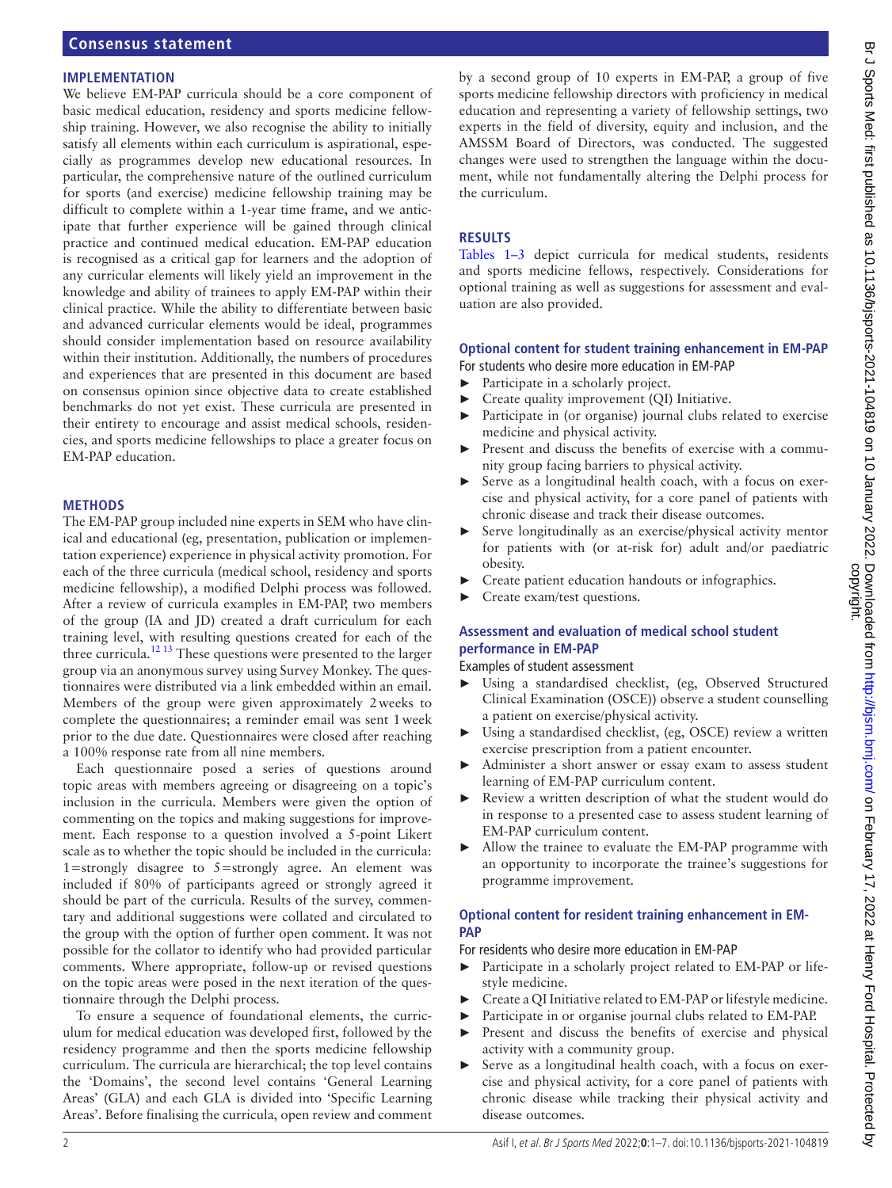## IMPLEMENTATION

We believe EM-PAP curricula should be a core component of basic medical education, residency and sports medicine fellowship training. However, we also recognise the ability to initially satisfy all elements within each curriculum is aspirational, especially as programmes develop new educational resources. In particular, the comprehensive nature of the outlined curriculum for sports (and exercise) medicine fellowship training may be difficult to complete within a 1-year time frame, and we anticipate that further experience will be gained through clinical practice and continued medical education. EM-PAP education is recognised as a critical gap for learners and the adoption of any curricular elements will likely yield an improvement in the knowledge and ability of trainees to apply EM-PAP within their clinical practice. While the ability to differentiate between basic and advanced curricular elements would be ideal, programmes should consider implementation based on resource availability within their institution. Additionally, the numbers of procedures and experiences that are presented in this document are based on consensus opinion since objective data to create established benchmarks do not yet exist. These curricula are presented in their entirety to encourage and assist medical schools, residencies, and sports medicine fellowships to place a greater focus on EM-PAP education.

## METHODS

The EM-PAP group included nine experts in SEM who have clinical and educational (eg, presentation, publication or implementation experience) experience in physical activity promotion. For each of the three curricula (medical school, residency and sports medicine fellowship), a modified Delphi process was followed. After a review of curricula examples in EM-PAP, two members of the group (IA and JD) created a draft curriculum for each training level, with resulting questions created for each of the three curricula.[12,13] These questions were presented to the larger group via an anonymous survey using Survey Monkey. The questionnaires were distributed via a link embedded within an email. Members of the group were given approximately 2 weeks to complete the questionnaires; a reminder email was sent 1 week prior to the due date. Questionnaires were closed after reaching a 100% response rate from all nine members.

Each questionnaire posed a series of questions around topic areas with members agreeing or disagreeing on a topic's inclusion in the curricula. Members were given the option of commenting on the topics and making suggestions for improvement. Each response to a question involved a 5-point Likert scale as to whether the topic should be included in the curricula: 1=strongly disagree to 5=strongly agree. An element was included if 80% of participants agreed or strongly agreed it should be part of the curricula. Results of the survey, commentary and additional suggestions were collated and circulated to the group with the option of further open comment. It was not possible for the collator to identify who had provided particular comments. Where appropriate, follow-up or revised questions on the topic areas were posed in the next iteration of the questionnaire through the Delphi process.

To ensure a sequence of foundational elements, the curriculum for medical education was developed first, followed by the residency programme and then the sports medicine fellowship curriculum. The curricula are hierarchical; the top level contains the 'Domains', the second level contains 'General Learning Areas' (GLA) and each GLA is divided into 'Specific Learning Areas'. Before finalising the curricula, open review and comment by a second group of 10 experts in EM-PAP, a group of five sports medicine fellowship directors with proficiency in medical education and representing a variety of fellowship settings, two experts in the field of diversity, equity and inclusion, and the AMSSM Board of Directors, was conducted. The suggested changes were used to strengthen the language within the document, while not fundamentally altering the Delphi process for the curriculum.

## RESULTS

Tables 1–3 depict curricula for medical students, residents and sports medicine fellows, respectively. Considerations for optional training as well as suggestions for assessment and evaluation are also provided.

### Optional content for student training enhancement in EM-PAP

For students who desire more education in EM-PAP

- Participate in a scholarly project.
- Create quality improvement (QI) Initiative.
- Participate in (or organise) journal clubs related to exercise medicine and physical activity.
- Present and discuss the benefits of exercise with a community group facing barriers to physical activity.
- Serve as a longitudinal health coach, with a focus on exercise and physical activity, for a core panel of patients with chronic disease and track their disease outcomes.
- Serve longitudinally as an exercise/physical activity mentor for patients with (or at-risk for) adult and/or paediatric obesity.
- Create patient education handouts or infographics.
- Create exam/test questions.

### Assessment and evaluation of medical school student performance in EM-PAP

Examples of student assessment

- Using a standardised checklist, (eg, Observed Structured Clinical Examination (OSCE)) observe a student counselling a patient on exercise/physical activity.
- Using a standardised checklist, (eg, OSCE) review a written exercise prescription from a patient encounter.
- Administer a short answer or essay exam to assess student learning of EM-PAP curriculum content.
- Review a written description of what the student would do in response to a presented case to assess student learning of EM-PAP curriculum content.
- Allow the trainee to evaluate the EM-PAP programme with an opportunity to incorporate the trainee's suggestions for programme improvement.

### Optional content for resident training enhancement in EM-PAP

For residents who desire more education in EM-PAP

- Participate in a scholarly project related to EM-PAP or lifestyle medicine.
- Create a QI Initiative related to EM-PAP or lifestyle medicine.
- Participate in or organise journal clubs related to EM-PAP.
- Present and discuss the benefits of exercise and physical activity with a community group.
- Serve as a longitudinal health coach, with a focus on exercise and physical activity, for a core panel of patients with chronic disease while tracking their physical activity and disease outcomes.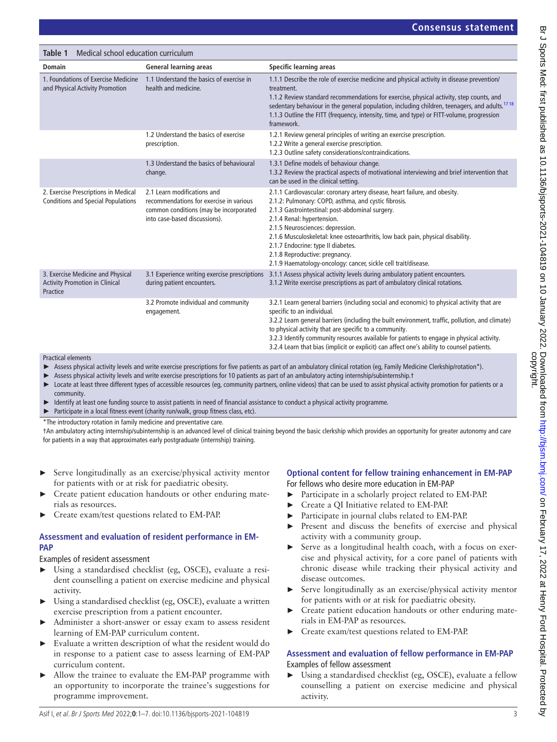**Table 1** Medical school education curriculum

| Domain | General learning areas | Specific learning areas |
|---|---|---|
| 1. Foundations of Exercise Medicine and Physical Activity Promotion | 1.1 Understand the basics of exercise in health and medicine. | 1.1.1 Describe the role of exercise medicine and physical activity in disease prevention/treatment.<br>1.1.2 Review standard recommendations for exercise, physical activity, step counts, and sedentary behaviour in the general population, including children, teenagers, and adults.[17 18]<br>1.1.3 Outline the FITT (frequency, intensity, time, and type) or FITT-volume, progression framework. |
| | 1.2 Understand the basics of exercise prescription. | 1.2.1 Review general principles of writing an exercise prescription.<br>1.2.2 Write a general exercise prescription.<br>1.2.3 Outline safety considerations/contraindications. |
| | 1.3 Understand the basics of behavioural change. | 1.3.1 Define models of behaviour change.<br>1.3.2 Review the practical aspects of motivational interviewing and brief intervention that can be used in the clinical setting. |
| 2. Exercise Prescriptions in Medical Conditions and Special Populations | 2.1 Learn modifications and recommendations for exercise in various common conditions (may be incorporated into case-based discussions). | 2.1.1 Cardiovascular: coronary artery disease, heart failure, and obesity.<br>2.1.2: Pulmonary: COPD, asthma, and cystic fibrosis.<br>2.1.3 Gastrointestinal: post-abdominal surgery.<br>2.1.4 Renal: hypertension.<br>2.1.5 Neurosciences: depression.<br>2.1.6 Musculoskeletal: knee osteoarthritis, low back pain, physical disability.<br>2.1.7 Endocrine: type II diabetes.<br>2.1.8 Reproductive: pregnancy.<br>2.1.9 Haematology-oncology: cancer, sickle cell trait/disease. |
| 3. Exercise Medicine and Physical Activity Promotion in Clinical Practice | 3.1 Experience writing exercise prescriptions during patient encounters. | 3.1.1 Assess physical activity levels during ambulatory patient encounters.<br>3.1.2 Write exercise prescriptions as part of ambulatory clinical rotations. |
| | 3.2 Promote individual and community engagement. | 3.2.1 Learn general barriers (including social and economic) to physical activity that are specific to an individual.<br>3.2.2 Learn general barriers (including the built environment, traffic, pollution, and climate) to physical activity that are specific to a community.<br>3.2.3 Identify community resources available for patients to engage in physical activity.<br>3.2.4 Learn that bias (implicit or explicit) can affect one's ability to counsel patients. |

Practical elements

- Assess physical activity levels and write exercise prescriptions for five patients as part of an ambulatory clinical rotation (eg, Family Medicine Clerkship/rotation*).
- Assess physical activity levels and write exercise prescriptions for 10 patients as part of an ambulatory acting internship/subinternship.†
- Locate at least three different types of accessible resources (eg, community partners, online videos) that can be used to assist physical activity promotion for patients or a community.
- Identify at least one funding source to assist patients in need of financial assistance to conduct a physical activity programme.
- Participate in a local fitness event (charity run/walk, group fitness class, etc).

*The introductory rotation in family medicine and preventative care.

†An ambulatory acting internship/subinternship is an advanced level of clinical training beyond the basic clerkship which provides an opportunity for greater autonomy and care for patients in a way that approximates early postgraduate (internship) training.

- Serve longitudinally as an exercise/physical activity mentor for patients with or at risk for paediatric obesity.
- Create patient education handouts or other enduring materials as resources.
- Create exam/test questions related to EM-PAP.

### Assessment and evaluation of resident performance in EM-PAP

Examples of resident assessment

- Using a standardised checklist (eg, OSCE), evaluate a resident counselling a patient on exercise medicine and physical activity.
- Using a standardised checklist (eg, OSCE), evaluate a written exercise prescription from a patient encounter.
- Administer a short-answer or essay exam to assess resident learning of EM-PAP curriculum content.
- Evaluate a written description of what the resident would do in response to a patient case to assess learning of EM-PAP curriculum content.
- Allow the trainee to evaluate the EM-PAP programme with an opportunity to incorporate the trainee's suggestions for programme improvement.

### Optional content for fellow training enhancement in EM-PAP

For fellows who desire more education in EM-PAP

- Participate in a scholarly project related to EM-PAP.
- Create a QI Initiative related to EM-PAP.
- Participate in journal clubs related to EM-PAP.
- Present and discuss the benefits of exercise and physical activity with a community group.
- Serve as a longitudinal health coach, with a focus on exercise and physical activity, for a core panel of patients with chronic disease while tracking their physical activity and disease outcomes.
- Serve longitudinally as an exercise/physical activity mentor for patients with or at risk for paediatric obesity.
- Create patient education handouts or other enduring materials in EM-PAP as resources.
- Create exam/test questions related to EM-PAP.

### Assessment and evaluation of fellow performance in EM-PAP

Examples of fellow assessment

- Using a standardised checklist (eg, OSCE), evaluate a fellow counselling a patient on exercise medicine and physical activity.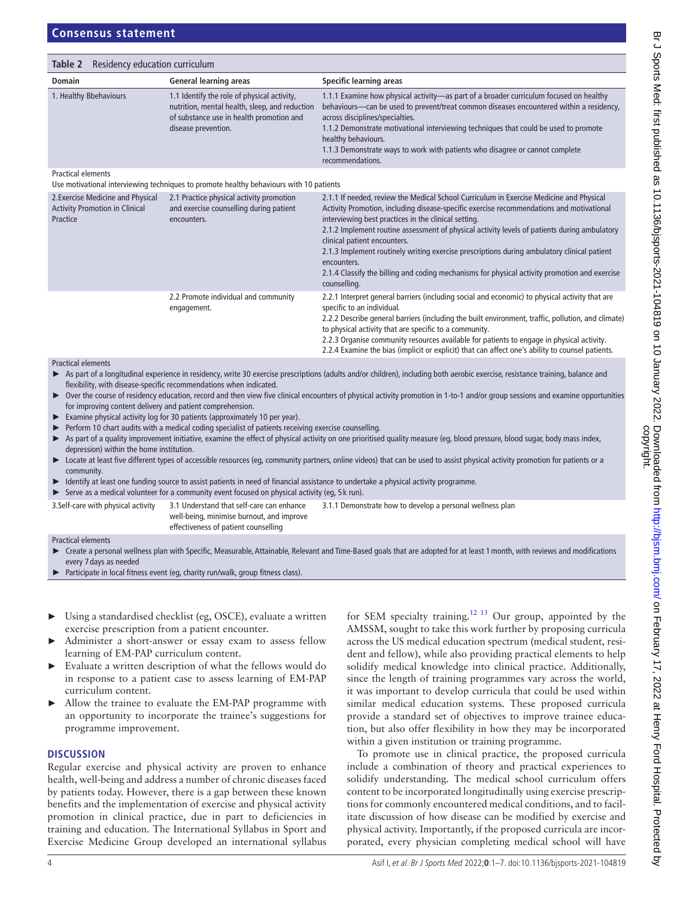**Table 2** Residency education curriculum

| Domain | General learning areas | Specific learning areas |
|---|---|---|
| 1. Healthy Bbehaviours | 1.1 Identify the role of physical activity, nutrition, mental health, sleep, and reduction of substance use in health promotion and disease prevention. | 1.1.1 Examine how physical activity—as part of a broader curriculum focused on healthy behaviours—can be used to prevent/treat common diseases encountered within a residency, across disciplines/specialties.<br>1.1.2 Demonstrate motivational interviewing techniques that could be used to promote healthy behaviours.<br>1.1.3 Demonstrate ways to work with patients who disagree or cannot complete recommendations. |
| Practical elements<br>Use motivational interviewing techniques to promote healthy behaviours with 10 patients | | |
| 2. Exercise Medicine and Physical Activity Promotion in Clinical Practice | 2.1 Practice physical activity promotion and exercise counselling during patient encounters. | 2.1.1 If needed, review the Medical School Curriculum in Exercise Medicine and Physical Activity Promotion, including disease-specific exercise recommendations and motivational interviewing best practices in the clinical setting.<br>2.1.2 Implement routine assessment of physical activity levels of patients during ambulatory clinical patient encounters.<br>2.1.3 Implement routinely writing exercise prescriptions during ambulatory clinical patient encounters.<br>2.1.4 Classify the billing and coding mechanisms for physical activity promotion and exercise counselling. |
| | 2.2 Promote individual and community engagement. | 2.2.1 Interpret general barriers (including social and economic) to physical activity that are specific to an individual.<br>2.2.2 Describe general barriers (including the built environment, traffic, pollution, and climate) to physical activity that are specific to a community.<br>2.2.3 Organise community resources available for patients to engage in physical activity.<br>2.2.4 Examine the bias (implicit or explicit) that can affect one's ability to counsel patients. |
| Practical elements<br>► As part of a longitudinal experience in residency, write 30 exercise prescriptions (adults and/or children), including both aerobic exercise, resistance training, balance and flexibility, with disease-specific recommendations when indicated.<br>► Over the course of residency education, record and then view five clinical encounters of physical activity promotion in 1-to-1 and/or group sessions and examine opportunities for improving content delivery and patient comprehension.<br>► Examine physical activity log for 30 patients (approximately 10 per year).<br>► Perform 10 chart audits with a medical coding specialist of patients receiving exercise counselling.<br>► As part of a quality improvement initiative, examine the effect of physical activity on one prioritised quality measure (eg, blood pressure, blood sugar, body mass index, depression) within the home institution.<br>► Locate at least five different types of accessible resources (eg, community partners, online videos) that can be used to assist physical activity promotion for patients or a community.<br>► Identify at least one funding source to assist patients in need of financial assistance to undertake a physical activity programme.<br>► Serve as a medical volunteer for a community event focused on physical activity (eg, 5 k run). | | |
| 3. Self-care with physical activity | 3.1 Understand that self-care can enhance well-being, minimise burnout, and improve effectiveness of patient counselling | 3.1.1 Demonstrate how to develop a personal wellness plan |
| Practical elements<br>► Create a personal wellness plan with Specific, Measurable, Attainable, Relevant and Time-Based goals that are adopted for at least 1 month, with reviews and modifications every 7 days as needed<br>► Participate in local fitness event (eg, charity run/walk, group fitness class). | | |

- Using a standardised checklist (eg, OSCE), evaluate a written exercise prescription from a patient encounter.
- Administer a short-answer or essay exam to assess fellow learning of EM-PAP curriculum content.
- Evaluate a written description of what the fellows would do in response to a patient case to assess learning of EM-PAP curriculum content.
- Allow the trainee to evaluate the EM-PAP programme with an opportunity to incorporate the trainee's suggestions for programme improvement.

## DISCUSSION

Regular exercise and physical activity are proven to enhance health, well-being and address a number of chronic diseases faced by patients today. However, there is a gap between these known benefits and the implementation of exercise and physical activity promotion in clinical practice, due in part to deficiencies in training and education. The International Syllabus in Sport and Exercise Medicine Group developed an international syllabus for SEM specialty training.[12 13] Our group, appointed by the AMSSM, sought to take this work further by proposing curricula across the US medical education spectrum (medical student, resident and fellow), while also providing practical elements to help solidify medical knowledge into clinical practice. Additionally, since the length of training programmes vary across the world, it was important to develop curricula that could be used within similar medical education systems. These proposed curricula provide a standard set of objectives to improve trainee education, but also offer flexibility in how they may be incorporated within a given institution or training programme.

To promote use in clinical practice, the proposed curricula include a combination of theory and practical experiences to solidify understanding. The medical school curriculum offers content to be incorporated longitudinally using exercise prescriptions for commonly encountered medical conditions, and to facilitate discussion of how disease can be modified by exercise and physical activity. Importantly, if the proposed curricula are incorporated, every physician completing medical school will have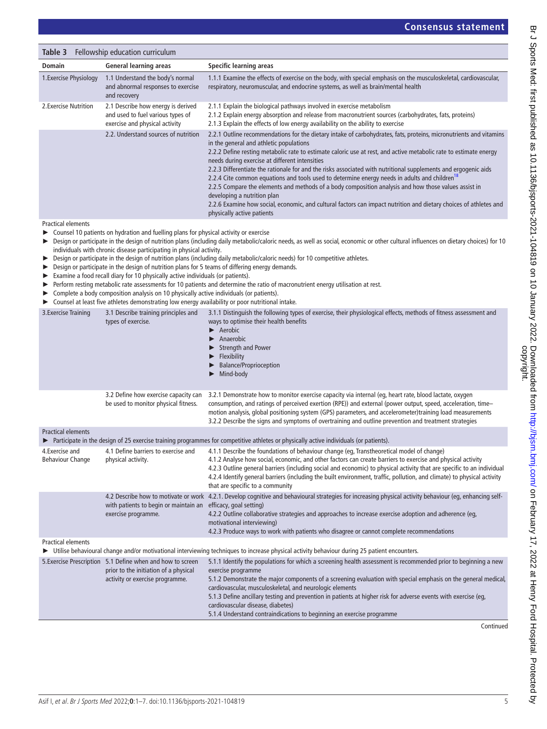**Table 3** Fellowship education curriculum

| Domain | General learning areas | Specific learning areas |
|---|---|---|
| 1.Exercise Physiology | 1.1 Understand the body's normal and abnormal responses to exercise and recovery | 1.1.1 Examine the effects of exercise on the body, with special emphasis on the musculoskeletal, cardiovascular, respiratory, neuromuscular, and endocrine systems, as well as brain/mental health |
| 2.Exercise Nutrition | 2.1 Describe how energy is derived and used to fuel various types of exercise and physical activity | 2.1.1 Explain the biological pathways involved in exercise metabolism<br>2.1.2 Explain energy absorption and release from macronutrient sources (carbohydrates, fats, proteins)<br>2.1.3 Explain the effects of low energy availability on the ability to exercise |
| | 2.2. Understand sources of nutrition | 2.2.1 Outline recommendations for the dietary intake of carbohydrates, fats, proteins, micronutrients and vitamins in the general and athletic populations<br>2.2.2 Define resting metabolic rate to estimate caloric use at rest, and active metabolic rate to estimate energy needs during exercise at different intensities<br>2.2.3 Differentiate the rationale for and the risks associated with nutritional supplements and ergogenic aids<br>2.2.4 Cite common equations and tools used to determine energy needs in adults and children[18]<br>2.2.5 Compare the elements and methods of a body composition analysis and how those values assist in developing a nutrition plan<br>2.2.6 Examine how social, economic, and cultural factors can impact nutrition and dietary choices of athletes and physically active patients |
| Practical elements<br>► Counsel 10 patients on hydration and fuelling plans for physical activity or exercise<br>► Design or participate in the design of nutrition plans (including daily metabolic/caloric needs, as well as social, economic or other cultural influences on dietary choices) for 10 individuals with chronic disease participating in physical activity.<br>► Design or participate in the design of nutrition plans (including daily metabolic/caloric needs) for 10 competitive athletes.<br>► Design or participate in the design of nutrition plans for 5 teams of differing energy demands.<br>► Examine a food recall diary for 10 physically active individuals (or patients).<br>► Perform resting metabolic rate assessments for 10 patients and determine the ratio of macronutrient energy utilisation at rest.<br>► Complete a body composition analysis on 10 physically active individuals (or patients).<br>► Counsel at least five athletes demonstrating low energy availability or poor nutritional intake. | | |
| 3.Exercise Training | 3.1 Describe training principles and types of exercise. | 3.1.1 Distinguish the following types of exercise, their physiological effects, methods of fitness assessment and ways to optimise their health benefits<br>► Aerobic<br>► Anaerobic<br>► Strength and Power<br>► Flexibility<br>► Balance/Proprioception<br>► Mind-body |
| | 3.2 Define how exercise capacity can be used to monitor physical fitness. | 3.2.1 Demonstrate how to monitor exercise capacity via internal (eg, heart rate, blood lactate, oxygen consumption, and ratings of perceived exertion (RPE)) and external (power output, speed, acceleration, time–motion analysis, global positioning system (GPS) parameters, and accelerometer)training load measurements<br>3.2.2 Describe the signs and symptoms of overtraining and outline prevention and treatment strategies |
| Practical elements<br>► Participate in the design of 25 exercise training programmes for competitive athletes or physically active individuals (or patients). | | |
| 4.Exercise and Behaviour Change | 4.1 Define barriers to exercise and physical activity. | 4.1.1 Describe the foundations of behaviour change (eg, Transtheoretical model of change)<br>4.1.2 Analyse how social, economic, and other factors can create barriers to exercise and physical activity<br>4.2.3 Outline general barriers (including social and economic) to physical activity that are specific to an individual<br>4.2.4 Identify general barriers (including the built environment, traffic, pollution, and climate) to physical activity that are specific to a community |
| | 4.2 Describe how to motivate or work with patients to begin or maintain an exercise programme. | 4.2.1. Develop cognitive and behavioural strategies for increasing physical activity behaviour (eg, enhancing self-efficacy, goal setting)<br>4.2.2 Outline collaborative strategies and approaches to increase exercise adoption and adherence (eg, motivational interviewing)<br>4.2.3 Produce ways to work with patients who disagree or cannot complete recommendations |
| Practical elements<br>► Utilise behavioural change and/or motivational interviewing techniques to increase physical activity behaviour during 25 patient encounters. | | |
| 5.Exercise Prescription | 5.1 Define when and how to screen prior to the initiation of a physical activity or exercise programme. | 5.1.1 Identify the populations for which a screening health assessment is recommended prior to beginning a new exercise programme<br>5.1.2 Demonstrate the major components of a screening evaluation with special emphasis on the general medical, cardiovascular, musculoskeletal, and neurologic elements<br>5.1.3 Define ancillary testing and prevention in patients at higher risk for adverse events with exercise (eg, cardiovascular disease, diabetes)<br>5.1.4 Understand contraindications to beginning an exercise programme |

Continued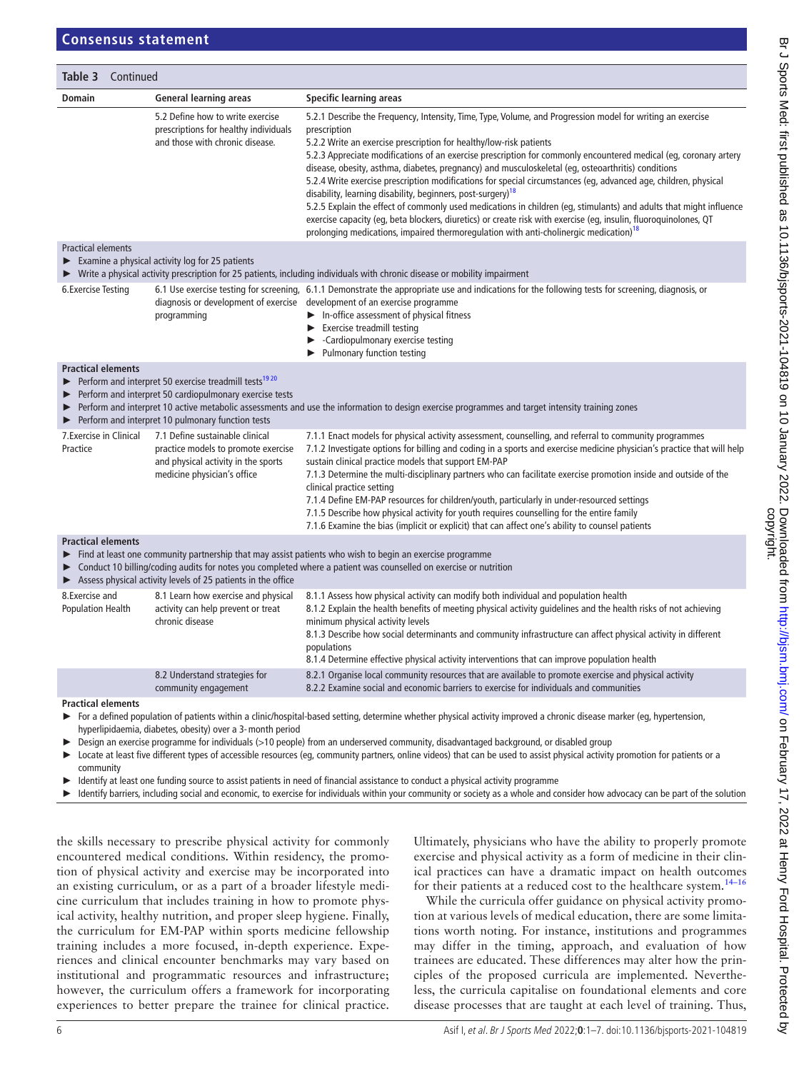**Table 3** Continued

| Domain | General learning areas | Specific learning areas |
|---|---|---|
| | 5.2 Define how to write exercise prescriptions for healthy individuals and those with chronic disease. | 5.2.1 Describe the Frequency, Intensity, Time, Type, Volume, and Progression model for writing an exercise prescription<br>5.2.2 Write an exercise prescription for healthy/low-risk patients<br>5.2.3 Appreciate modifications of an exercise prescription for commonly encountered medical (eg, coronary artery disease, obesity, asthma, diabetes, pregnancy) and musculoskeletal (eg, osteoarthritis) conditions<br>5.2.4 Write exercise prescription modifications for special circumstances (eg, advanced age, children, physical disability, learning disability, beginners, post-surgery)[18]<br>5.2.5 Explain the effect of commonly used medications in children (eg, stimulants) and adults that might influence exercise capacity (eg, beta blockers, diuretics) or create risk with exercise (eg, insulin, fluoroquinolones, QT prolonging medications, impaired thermoregulation with anti-cholinergic medication)[18] |
| **Practical elements**<br>► Examine a physical activity log for 25 patients<br>► Write a physical activity prescription for 25 patients, including individuals with chronic disease or mobility impairment | | |
| 6.Exercise Testing | 6.1 Use exercise testing for screening, diagnosis or development of exercise programming | 6.1.1 Demonstrate the appropriate use and indications for the following tests for screening, diagnosis, or development of an exercise programme<br>► In-office assessment of physical fitness<br>► Exercise treadmill testing<br>► -Cardiopulmonary exercise testing<br>► Pulmonary function testing |
| **Practical elements**<br>► Perform and interpret 50 exercise treadmill tests[19,20]<br>► Perform and interpret 50 cardiopulmonary exercise tests<br>► Perform and interpret 10 active metabolic assessments and use the information to design exercise programmes and target intensity training zones<br>► Perform and interpret 10 pulmonary function tests | | |
| 7.Exercise in Clinical Practice | 7.1 Define sustainable clinical practice models to promote exercise and physical activity in the sports medicine physician's office | 7.1.1 Enact models for physical activity assessment, counselling, and referral to community programmes<br>7.1.2 Investigate options for billing and coding in a sports and exercise medicine physician's practice that will help sustain clinical practice models that support EM-PAP<br>7.1.3 Determine the multi-disciplinary partners who can facilitate exercise promotion inside and outside of the clinical practice setting<br>7.1.4 Define EM-PAP resources for children/youth, particularly in under-resourced settings<br>7.1.5 Describe how physical activity for youth requires counselling for the entire family<br>7.1.6 Examine the bias (implicit or explicit) that can affect one's ability to counsel patients |
| **Practical elements**<br>► Find at least one community partnership that may assist patients who wish to begin an exercise programme<br>► Conduct 10 billing/coding audits for notes you completed where a patient was counselled on exercise or nutrition<br>► Assess physical activity levels of 25 patients in the office | | |
| 8.Exercise and Population Health | 8.1 Learn how exercise and physical activity can help prevent or treat chronic disease | 8.1.1 Assess how physical activity can modify both individual and population health<br>8.1.2 Explain the health benefits of meeting physical activity guidelines and the health risks of not achieving minimum physical activity levels<br>8.1.3 Describe how social determinants and community infrastructure can affect physical activity in different populations<br>8.1.4 Determine effective physical activity interventions that can improve population health |
| | 8.2 Understand strategies for community engagement | 8.2.1 Organise local community resources that are available to promote exercise and physical activity<br>8.2.2 Examine social and economic barriers to exercise for individuals and communities |
| **Practical elements**<br>► For a defined population of patients within a clinic/hospital-based setting, determine whether physical activity improved a chronic disease marker (eg, hypertension, hyperlipidaemia, diabetes, obesity) over a 3-month period<br>► Design an exercise programme for individuals (>10 people) from an underserved community, disadvantaged background, or disabled group<br>► Locate at least five different types of accessible resources (eg, community partners, online videos) that can be used to assist physical activity promotion for patients or a community<br>► Identify at least one funding source to assist patients in need of financial assistance to conduct a physical activity programme<br>► Identify barriers, including social and economic, to exercise for individuals within your community or society as a whole and consider how advocacy can be part of the solution | | |

the skills necessary to prescribe physical activity for commonly encountered medical conditions. Within residency, the promotion of physical activity and exercise may be incorporated into an existing curriculum, or as a part of a broader lifestyle medicine curriculum that includes training in how to promote physical activity, healthy nutrition, and proper sleep hygiene. Finally, the curriculum for EM-PAP within sports medicine fellowship training includes a more focused, in-depth experience. Experiences and clinical encounter benchmarks may vary based on institutional and programmatic resources and infrastructure; however, the curriculum offers a framework for incorporating experiences to better prepare the trainee for clinical practice. Ultimately, physicians who have the ability to properly promote exercise and physical activity as a form of medicine in their clinical practices can have a dramatic impact on health outcomes for their patients at a reduced cost to the healthcare system.[14–16]

While the curricula offer guidance on physical activity promotion at various levels of medical education, there are some limitations worth noting. For instance, institutions and programmes may differ in the timing, approach, and evaluation of how trainees are educated. These differences may alter how the principles of the proposed curricula are implemented. Nevertheless, the curricula capitalise on foundational elements and core disease processes that are taught at each level of training. Thus,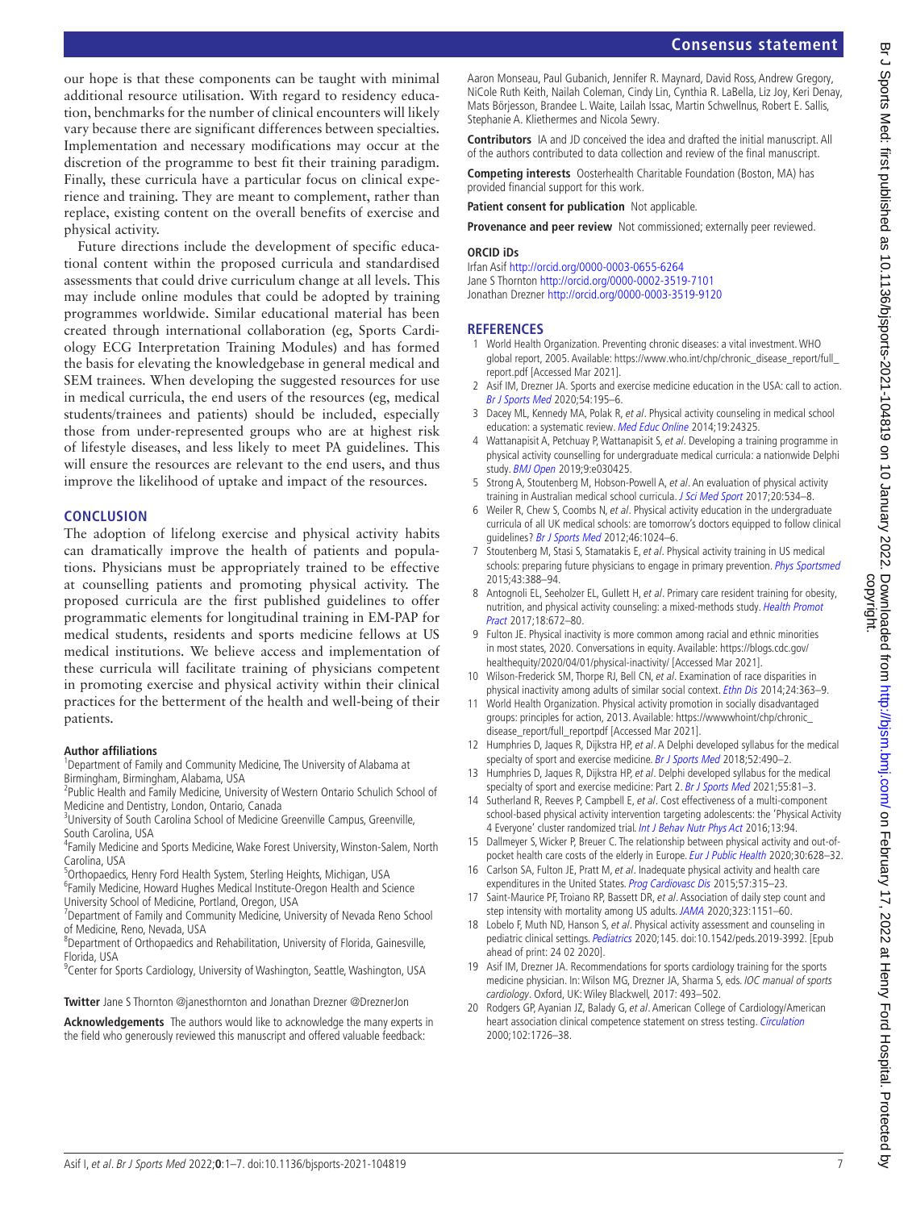our hope is that these components can be taught with minimal additional resource utilisation. With regard to residency education, benchmarks for the number of clinical encounters will likely vary because there are significant differences between specialties. Implementation and necessary modifications may occur at the discretion of the programme to best fit their training paradigm. Finally, these curricula have a particular focus on clinical experience and training. They are meant to complement, rather than replace, existing content on the overall benefits of exercise and physical activity.

Future directions include the development of specific educational content within the proposed curricula and standardised assessments that could drive curriculum change at all levels. This may include online modules that could be adopted by training programmes worldwide. Similar educational material has been created through international collaboration (eg, Sports Cardiology ECG Interpretation Training Modules) and has formed the basis for elevating the knowledgebase in general medical and SEM trainees. When developing the suggested resources for use in medical curricula, the end users of the resources (eg, medical students/trainees and patients) should be included, especially those from under-represented groups who are at highest risk of lifestyle diseases, and less likely to meet PA guidelines. This will ensure the resources are relevant to the end users, and thus improve the likelihood of uptake and impact of the resources.

## CONCLUSION

The adoption of lifelong exercise and physical activity habits can dramatically improve the health of patients and populations. Physicians must be appropriately trained to be effective at counselling patients and promoting physical activity. The proposed curricula are the first published guidelines to offer programmatic elements for longitudinal training in EM-PAP for medical students, residents and sports medicine fellows at US medical institutions. We believe access and implementation of these curricula will facilitate training of physicians competent in promoting exercise and physical activity within their clinical practices for the betterment of the health and well-being of their patients.

**Author affiliations**
[1]Department of Family and Community Medicine, The University of Alabama at Birmingham, Birmingham, Alabama, USA
[2]Public Health and Family Medicine, University of Western Ontario Schulich School of Medicine and Dentistry, London, Ontario, Canada
[3]University of South Carolina School of Medicine Greenville Campus, Greenville, South Carolina, USA
[4]Family Medicine and Sports Medicine, Wake Forest University, Winston-Salem, North Carolina, USA
[5]Orthopaedics, Henry Ford Health System, Sterling Heights, Michigan, USA
[6]Family Medicine, Howard Hughes Medical Institute-Oregon Health and Science University School of Medicine, Portland, Oregon, USA
[7]Department of Family and Community Medicine, University of Nevada Reno School of Medicine, Reno, Nevada, USA
[8]Department of Orthopaedics and Rehabilitation, University of Florida, Gainesville, Florida, USA
[9]Center for Sports Cardiology, University of Washington, Seattle, Washington, USA

**Twitter** Jane S Thornton @janesthornton and Jonathan Drezner @DreznerJon

**Acknowledgements** The authors would like to acknowledge the many experts in the field who generously reviewed this manuscript and offered valuable feedback: Aaron Monseau, Paul Gubanich, Jennifer R. Maynard, David Ross, Andrew Gregory, NiCole Ruth Keith, Nailah Coleman, Cindy Lin, Cynthia R. LaBella, Liz Joy, Keri Denay, Mats Börjesson, Brandee L. Waite, Lailah Issac, Martin Schwellnus, Robert E. Sallis, Stephanie A. Kliethermes and Nicola Sewry.

**Contributors** IA and JD conceived the idea and drafted the initial manuscript. All of the authors contributed to data collection and review of the final manuscript.

**Competing interests** Oosterhealth Charitable Foundation (Boston, MA) has provided financial support for this work.

**Patient consent for publication** Not applicable.

**Provenance and peer review** Not commissioned; externally peer reviewed.

**ORCID iDs**
Irfan Asif http://orcid.org/0000-0003-0655-6264
Jane S Thornton http://orcid.org/0000-0002-3519-7101
Jonathan Drezner http://orcid.org/0000-0003-3519-9120

## REFERENCES

1. World Health Organization. Preventing chronic diseases: a vital investment. WHO global report, 2005. Available: https://www.who.int/chp/chronic_disease_report/full_report.pdf [Accessed Mar 2021].
2. Asif IM, Drezner JA. Sports and exercise medicine education in the USA: call to action. *Br J Sports Med* 2020;54:195–6.
3. Dacey ML, Kennedy MA, Polak R, *et al*. Physical activity counseling in medical school education: a systematic review. *Med Educ Online* 2014;19:24325.
4. Wattanapisit A, Petchuay P, Wattanapisit S, *et al*. Developing a training programme in physical activity counselling for undergraduate medical curricula: a nationwide Delphi study. *BMJ Open* 2019;9:e030425.
5. Strong A, Stoutenberg M, Hobson-Powell A, *et al*. An evaluation of physical activity training in Australian medical school curricula. *J Sci Med Sport* 2017;20:534–8.
6. Weiler R, Chew S, Coombs N, *et al*. Physical activity education in the undergraduate curricula of all UK medical schools: are tomorrow's doctors equipped to follow clinical guidelines? *Br J Sports Med* 2012;46:1024–6.
7. Stoutenberg M, Stasi S, Stamatakis E, *et al*. Physical activity training in US medical schools: preparing future physicians to engage in primary prevention. *Phys Sportsmed* 2015;43:388–94.
8. Antognoli EL, Seeholzer EL, Gullett H, *et al*. Primary care resident training for obesity, nutrition, and physical activity counseling: a mixed-methods study. *Health Promot Pract* 2017;18:672–80.
9. Fulton JE. Physical inactivity is more common among racial and ethnic minorities in most states, 2020. Conversations in equity. Available: https://blogs.cdc.gov/healthequity/2020/04/01/physical-inactivity/ [Accessed Mar 2021].
10. Wilson-Frederick SM, Thorpe RJ, Bell CN, *et al*. Examination of race disparities in physical inactivity among adults of similar social context. *Ethn Dis* 2014;24:363–9.
11. World Health Organization. Physical activity promotion in socially disadvantaged groups: principles for action, 2013. Available: https://wwwwhoint/chp/chronic_disease_report/full_reportpdf [Accessed Mar 2021].
12. Humphries D, Jaques R, Dijkstra HP, *et al*. A Delphi developed syllabus for the medical specialty of sport and exercise medicine. *Br J Sports Med* 2018;52:490–2.
13. Humphries D, Jaques R, Dijkstra HP, *et al*. Delphi developed syllabus for the medical specialty of sport and exercise medicine: Part 2. *Br J Sports Med* 2021;55:81–3.
14. Sutherland R, Reeves P, Campbell E, *et al*. Cost effectiveness of a multi-component school-based physical activity intervention targeting adolescents: the 'Physical Activity 4 Everyone' cluster randomized trial. *Int J Behav Nutr Phys Act* 2016;13:94.
15. Dallmeyer S, Wicker P, Breuer C. The relationship between physical activity and out-of-pocket health care costs of the elderly in Europe. *Eur J Public Health* 2020;30:628–32.
16. Carlson SA, Fulton JE, Pratt M, *et al*. Inadequate physical activity and health care expenditures in the United States. *Prog Cardiovasc Dis* 2015;57:315–23.
17. Saint-Maurice PF, Troiano RP, Bassett DR, *et al*. Association of daily step count and step intensity with mortality among US adults. *JAMA* 2020;323:1151–60.
18. Lobelo F, Muth ND, Hanson S, *et al*. Physical activity assessment and counseling in pediatric clinical settings. *Pediatrics* 2020;145. doi:10.1542/peds.2019-3992. [Epub ahead of print: 24 02 2020].
19. Asif IM, Drezner JA. Recommendations for sports cardiology training for the sports medicine physician. In: Wilson MG, Drezner JA, Sharma S, eds. *IOC manual of sports cardiology*. Oxford, UK: Wiley Blackwell, 2017: 493–502.
20. Rodgers GP, Ayanian JZ, Balady G, *et al*. American College of Cardiology/American heart association clinical competence statement on stress testing. *Circulation* 2000;102:1726–38.